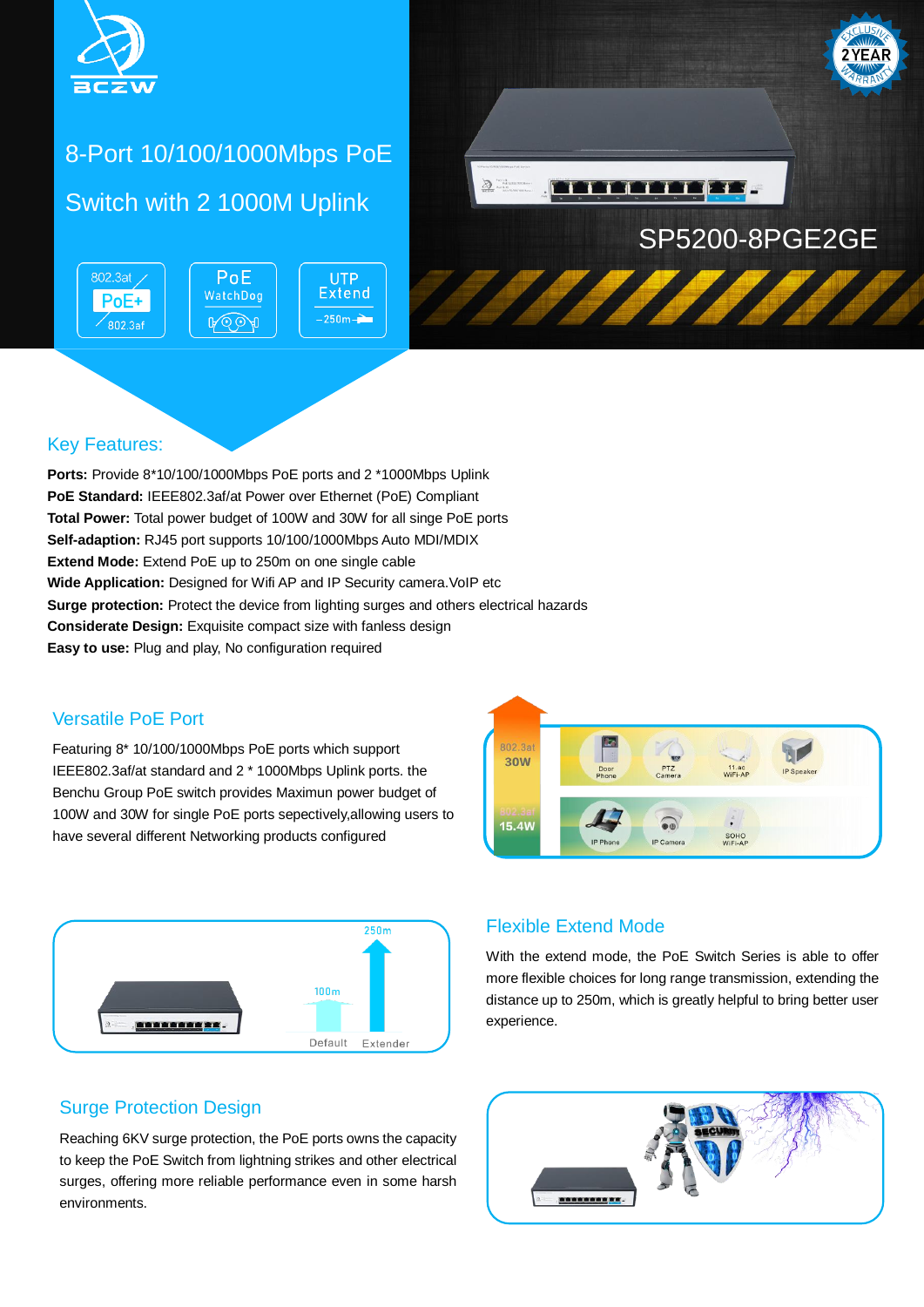BCZW

# 8-Port 10/100/1000Mbps PoE Switch with 2 1000M Uplink

802.3at PoE+ 802.3af | PoE WatchDog | UTP Extend 250m

EXCLUSIVE 2 YEAR WARRANTY

SP5200-8PGE2GE

## Key Features:

**Ports:** Provide 8*10/100/1000Mbps PoE ports and 2 *1000Mbps Uplink
**PoE Standard:** IEEE802.3af/at Power over Ethernet (PoE) Compliant
**Total Power:** Total power budget of 100W and 30W for all singe PoE ports
**Self-adaption:** RJ45 port supports 10/100/1000Mbps Auto MDI/MDIX
**Extend Mode:** Extend PoE up to 250m on one single cable
**Wide Application:** Designed for Wifi AP and IP Security camera.VoIP etc
**Surge protection:** Protect the device from lighting surges and others electrical hazards
**Considerate Design:** Exquisite compact size with fanless design
**Easy to use:** Plug and play, No configuration required

## Versatile PoE Port

Featuring 8* 10/100/1000Mbps PoE ports which support IEEE802.3af/at standard and 2 * 1000Mbps Uplink ports. the Benchu Group PoE switch provides Maximun power budget of 100W and 30W for single PoE ports sepectively,allowing users to have several different Networking products configured

802.3at 30W: Door Phone, PTZ Camera, 11.ac WiFi-AP, IP Speaker
802.3af 15.4W: IP Phone, IP Camera, SOHO WiFi-AP

## Flexible Extend Mode

With the extend mode, the PoE Switch Series is able to offer more flexible choices for long range transmission, extending the distance up to 250m, which is greatly helpful to bring better user experience.

Default 100m | Extender 250m

## Surge Protection Design

Reaching 6KV surge protection, the PoE ports owns the capacity to keep the PoE Switch from lightning strikes and other electrical surges, offering more reliable performance even in some harsh environments.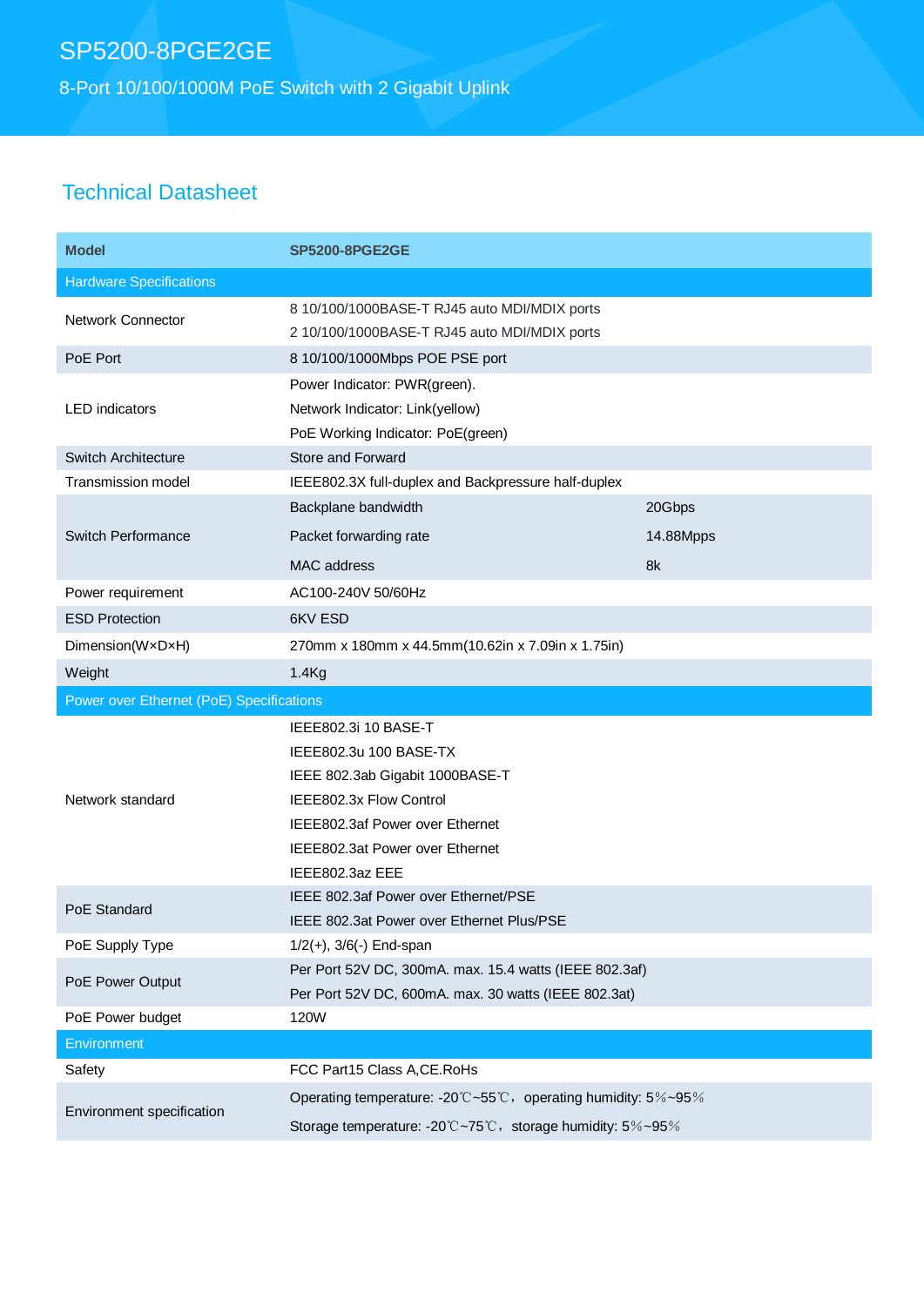# SP5200-8PGE2GE

8-Port 10/100/1000M PoE Switch with 2 Gigabit Uplink

## Technical Datasheet

| Model | SP5200-8PGE2GE | |
|---|---|---|
| **Hardware Specifications** | | |
| Network Connector | 8 10/100/1000BASE-T RJ45 auto MDI/MDIX ports<br>2 10/100/1000BASE-T RJ45 auto MDI/MDIX ports | |
| PoE Port | 8 10/100/1000Mbps POE PSE port | |
| LED indicators | Power Indicator: PWR(green).<br>Network Indicator: Link(yellow)<br>PoE Working Indicator: PoE(green) | |
| Switch Architecture | Store and Forward | |
| Transmission model | IEEE802.3X full-duplex and Backpressure half-duplex | |
| Switch Performance | Backplane bandwidth | 20Gbps |
| | Packet forwarding rate | 14.88Mpps |
| | MAC address | 8k |
| Power requirement | AC100-240V 50/60Hz | |
| ESD Protection | 6KV ESD | |
| Dimension(W×D×H) | 270mm x 180mm x 44.5mm(10.62in x 7.09in x 1.75in) | |
| Weight | 1.4Kg | |
| **Power over Ethernet (PoE) Specifications** | | |
| Network standard | IEEE802.3i 10 BASE-T<br>IEEE802.3u 100 BASE-TX<br>IEEE 802.3ab Gigabit 1000BASE-T<br>IEEE802.3x Flow Control<br>IEEE802.3af Power over Ethernet<br>IEEE802.3at Power over Ethernet<br>IEEE802.3az EEE | |
| PoE Standard | IEEE 802.3af Power over Ethernet/PSE<br>IEEE 802.3at Power over Ethernet Plus/PSE | |
| PoE Supply Type | 1/2(+), 3/6(-) End-span | |
| PoE Power Output | Per Port 52V DC, 300mA. max. 15.4 watts (IEEE 802.3af)<br>Per Port 52V DC, 600mA. max. 30 watts (IEEE 802.3at) | |
| PoE Power budget | 120W | |
| **Environment** | | |
| Safety | FCC Part15 Class A,CE.RoHs | |
| Environment specification | Operating temperature: -20℃~55℃，operating humidity: 5%~95%<br>Storage temperature: -20℃~75℃，storage humidity: 5%~95% | |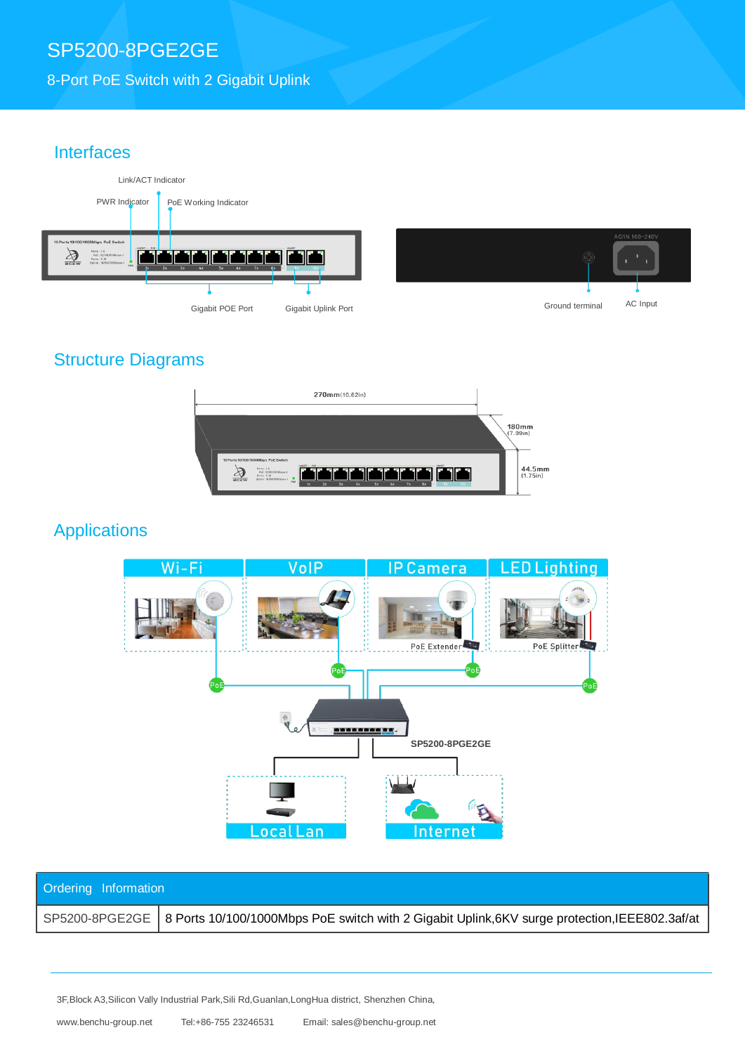# SP5200-8PGE2GE

8-Port PoE Switch with 2 Gigabit Uplink

## Interfaces

Link/ACT Indicator

PWR Indicator

PoE Working Indicator

Gigabit POE Port

Gigabit Uplink Port

AC/IN 100-240V

Ground terminal

AC Input

## Structure Diagrams

270mm(10.63in)

180mm (7.09in)

44.5mm (1.75in)

## Applications

Wi-Fi

VoIP

IP Camera

LED Lighting

PoE Extender

PoE Splitter

PoE

SP5200-8PGE2GE

Local Lan

Internet

| Ordering Information | |
|---|---|
| SP5200-8PGE2GE | 8 Ports 10/100/1000Mbps PoE switch with 2 Gigabit Uplink,6KV surge protection,IEEE802.3af/at |

3F,Block A3,Silicon Vally Industrial Park,Sili Rd,Guanlan,LongHua district, Shenzhen China,

www.benchu-group.net Tel:+86-755 23246531 Email: sales@benchu-group.net